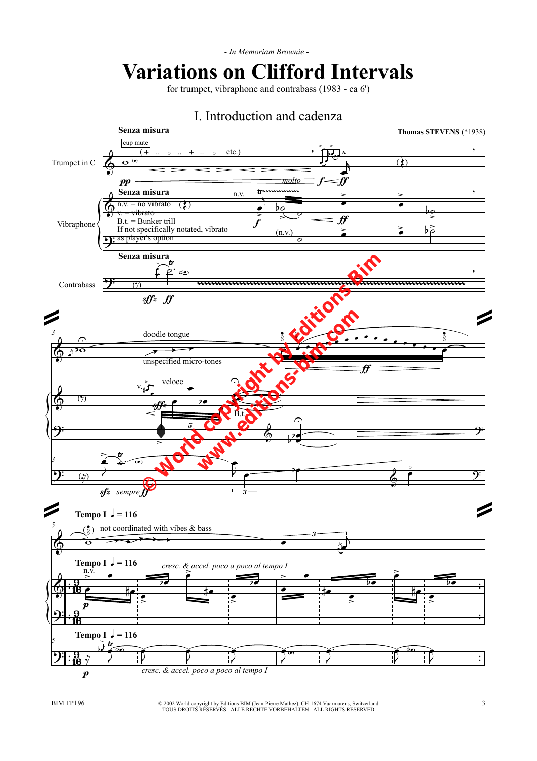- In Memoriam Brownie -

# Variations on Clifford Intervals

for trumpet, vibraphone and contrabass (1983 - ca 6')

## I. Introduction and cadenza

**Thomas STEVENS** (*1938)

**Senza misura**

Trumpet in C — cup mute — ( + .. ○ .. + .. ○ etc.) — *pp* — *molto* — *f* — *ff*

Vibraphone — n.v. = no vibrato; v. = vibrato; B.t. = Bunker trill; If not specifically notated, vibrato as player's option — n.v. — *f* — (n.v.) — *ff*

Contrabass — *sffz* — *ff*

3

doodle tongue — unspecified micro-tones — *ff*

v. — veloce — *sffz* — B.t.

*sfz* — *sempre ff*

5

**Tempo I** ♩ = 116

not coordinated with vibes & bass

n.v. — *p* — *cresc. & accel. poco a poco al tempo I*

*p* — *cresc. & accel. poco a poco al tempo I*

BIM TP196

© 2002 World copyright by Editions BIM (Jean-Pierre Mathez), CH-1674 Vuarmarens, Switzerland
TOUS DROITS RÉSERVÉS - ALLE RECHTE VORBEHALTEN - ALL RIGHTS RESERVED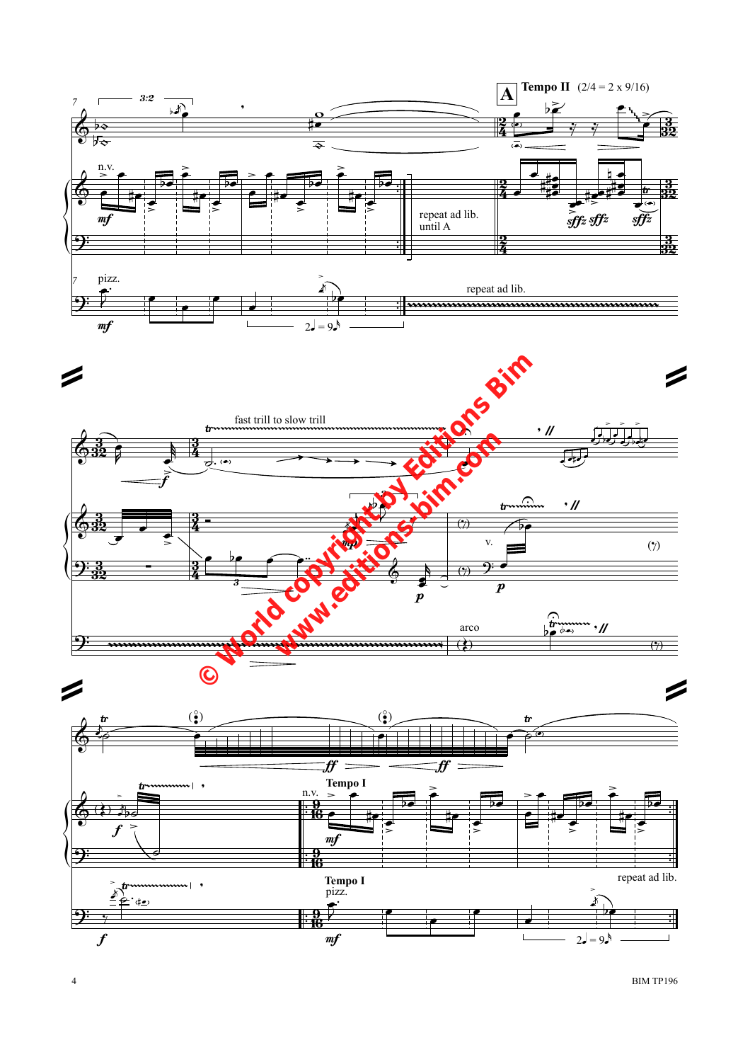**A** **Tempo II** (2/4 = 2 x 9/16)

n.v.

*mf*

repeat ad lib. until A

*sffz* *sffz* *sffz*

pizz.

*mf*

2♩ = 9♪

repeat ad lib.

fast trill to slow trill

*f*

*mp*

*p*

v.

*p*

arco

*ff* *ff*

*f*

n.v.

**Tempo I**

*mf*

**Tempo I**

pizz.

*mf*

*f*

repeat ad lib.

2♩ = 9♪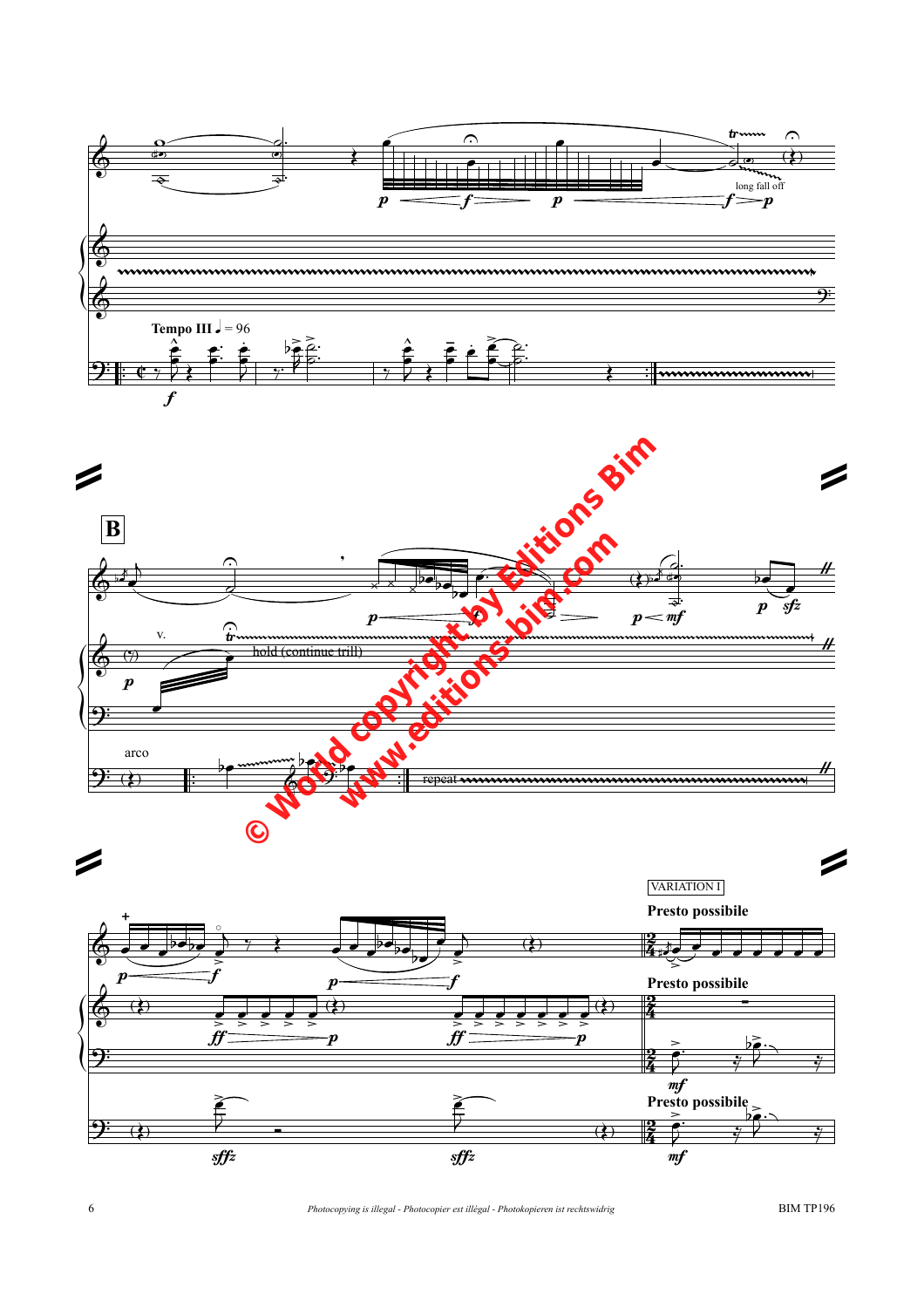**Tempo III** ♩ = 96

long fall off

**B**

v.

hold (continue trill)

arco

repeat

VARIATION I

**Presto possibile**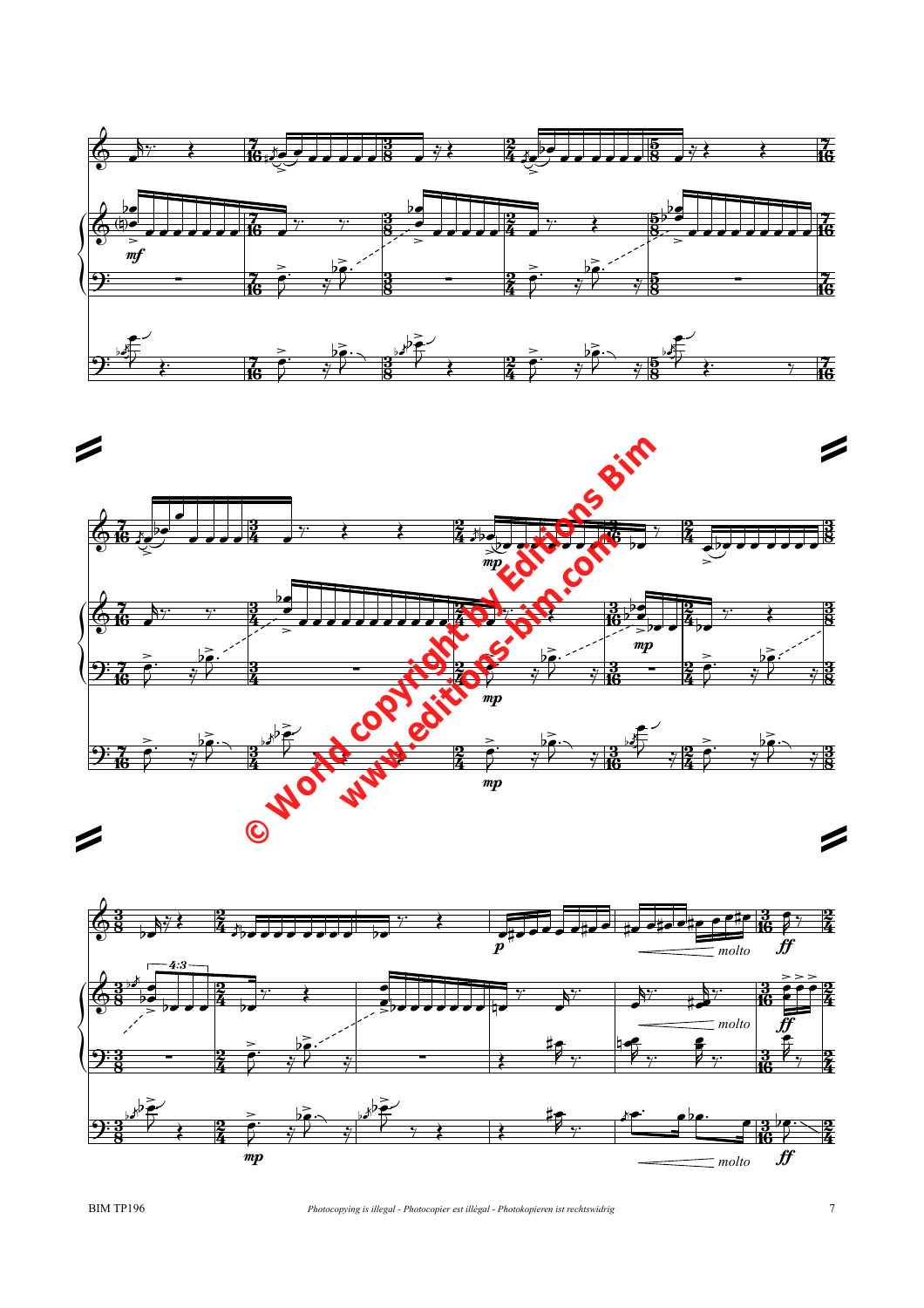© World copyright by Editions Bim

www.editions-bim.com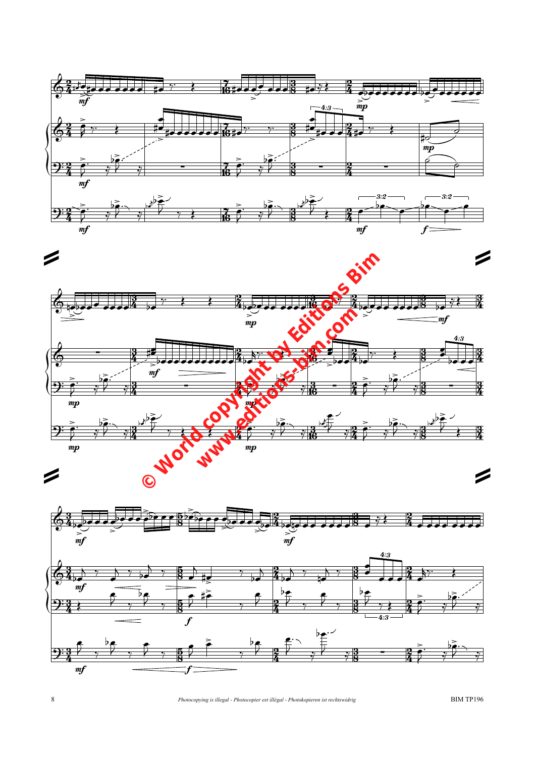© World copyright by Editions Bim

www.editions-bim.com

*Photocopying is illegal - Photocopier est illégal - Photokopieren ist rechtswidrig*